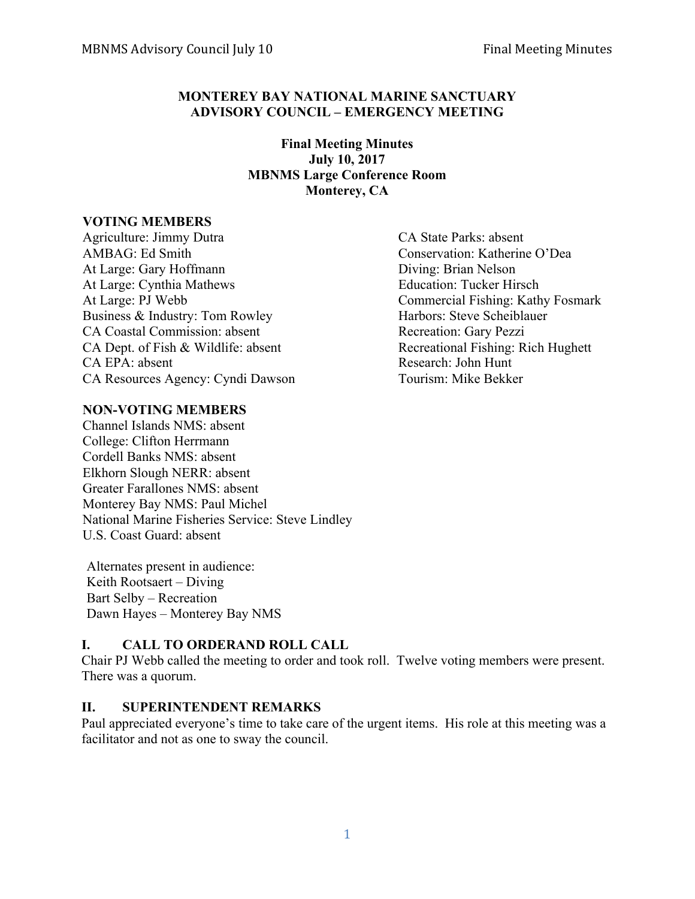**MONTEREY BAY NATIONAL MARINE SANCTUARY**
**ADVISORY COUNCIL – EMERGENCY MEETING**

**Final Meeting Minutes**
**July 10, 2017**
**MBNMS Large Conference Room**
**Monterey, CA**

**VOTING MEMBERS**

Agriculture: Jimmy Dutra
AMBAG: Ed Smith
At Large: Gary Hoffmann
At Large: Cynthia Mathews
At Large: PJ Webb
Business & Industry: Tom Rowley
CA Coastal Commission: absent
CA Dept. of Fish & Wildlife: absent
CA EPA: absent
CA Resources Agency: Cyndi Dawson
CA State Parks: absent
Conservation: Katherine O'Dea
Diving: Brian Nelson
Education: Tucker Hirsch
Commercial Fishing: Kathy Fosmark
Harbors: Steve Scheiblauer
Recreation: Gary Pezzi
Recreational Fishing: Rich Hughett
Research: John Hunt
Tourism: Mike Bekker

**NON-VOTING MEMBERS**

Channel Islands NMS: absent
College: Clifton Herrmann
Cordell Banks NMS: absent
Elkhorn Slough NERR: absent
Greater Farallones NMS: absent
Monterey Bay NMS: Paul Michel
National Marine Fisheries Service: Steve Lindley
U.S. Coast Guard: absent

Alternates present in audience:
Keith Rootsaert – Diving
Bart Selby – Recreation
Dawn Hayes – Monterey Bay NMS

## I. CALL TO ORDERAND ROLL CALL

Chair PJ Webb called the meeting to order and took roll. Twelve voting members were present. There was a quorum.

## II. SUPERINTENDENT REMARKS

Paul appreciated everyone's time to take care of the urgent items. His role at this meeting was a facilitator and not as one to sway the council.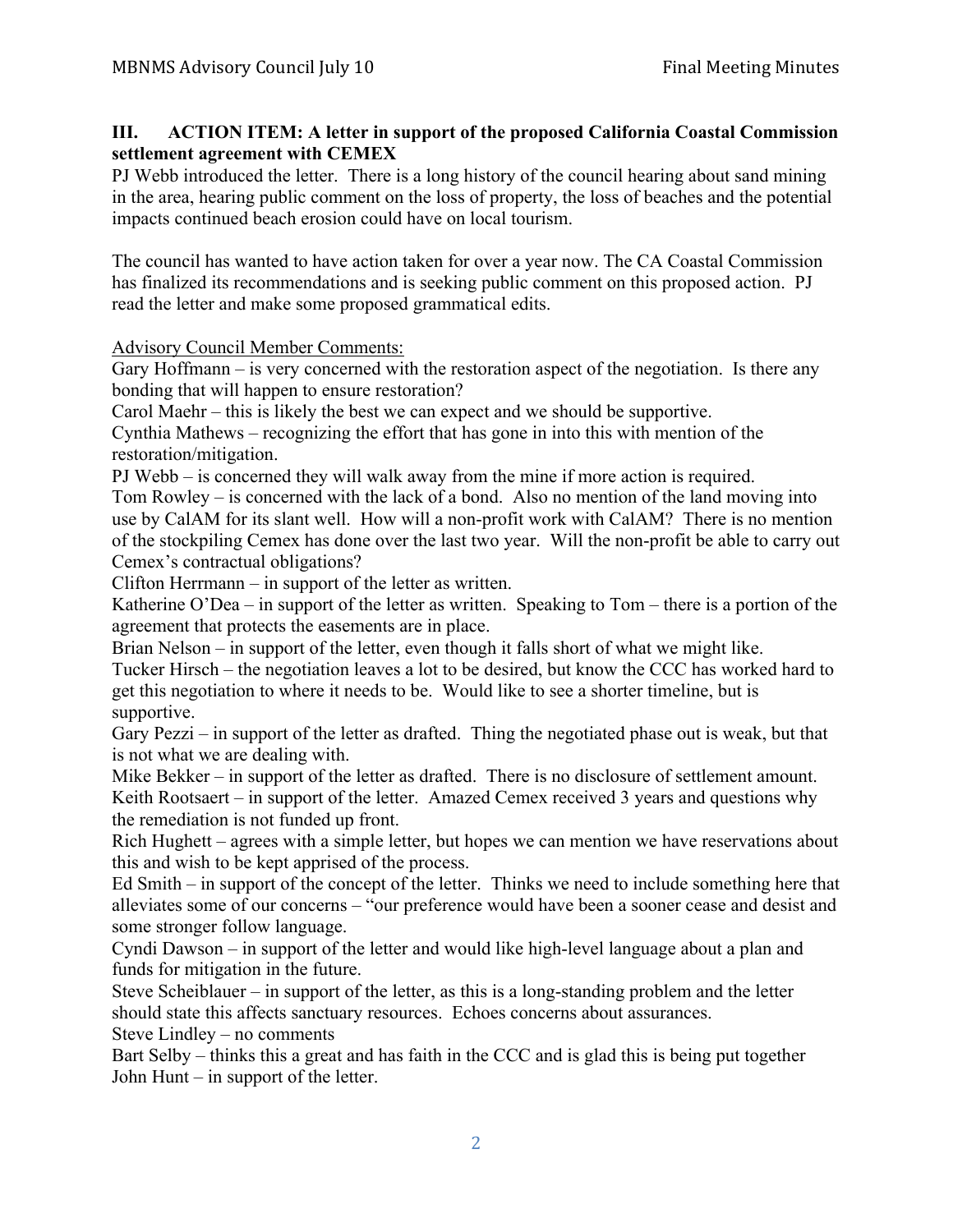### III. ACTION ITEM: A letter in support of the proposed California Coastal Commission settlement agreement with CEMEX

PJ Webb introduced the letter. There is a long history of the council hearing about sand mining in the area, hearing public comment on the loss of property, the loss of beaches and the potential impacts continued beach erosion could have on local tourism.

The council has wanted to have action taken for over a year now. The CA Coastal Commission has finalized its recommendations and is seeking public comment on this proposed action. PJ read the letter and make some proposed grammatical edits.

Advisory Council Member Comments:

Gary Hoffmann – is very concerned with the restoration aspect of the negotiation. Is there any bonding that will happen to ensure restoration?

Carol Maehr – this is likely the best we can expect and we should be supportive.

Cynthia Mathews – recognizing the effort that has gone in into this with mention of the restoration/mitigation.

PJ Webb – is concerned they will walk away from the mine if more action is required.

Tom Rowley – is concerned with the lack of a bond. Also no mention of the land moving into use by CalAM for its slant well. How will a non-profit work with CalAM? There is no mention of the stockpiling Cemex has done over the last two year. Will the non-profit be able to carry out Cemex's contractual obligations?

Clifton Herrmann – in support of the letter as written.

Katherine O'Dea – in support of the letter as written. Speaking to Tom – there is a portion of the agreement that protects the easements are in place.

Brian Nelson – in support of the letter, even though it falls short of what we might like.

Tucker Hirsch – the negotiation leaves a lot to be desired, but know the CCC has worked hard to get this negotiation to where it needs to be. Would like to see a shorter timeline, but is supportive.

Gary Pezzi – in support of the letter as drafted. Thing the negotiated phase out is weak, but that is not what we are dealing with.

Mike Bekker – in support of the letter as drafted. There is no disclosure of settlement amount.

Keith Rootsaert – in support of the letter. Amazed Cemex received 3 years and questions why the remediation is not funded up front.

Rich Hughett – agrees with a simple letter, but hopes we can mention we have reservations about this and wish to be kept apprised of the process.

Ed Smith – in support of the concept of the letter. Thinks we need to include something here that alleviates some of our concerns – "our preference would have been a sooner cease and desist and some stronger follow language.

Cyndi Dawson – in support of the letter and would like high-level language about a plan and funds for mitigation in the future.

Steve Scheiblauer – in support of the letter, as this is a long-standing problem and the letter should state this affects sanctuary resources. Echoes concerns about assurances.

Steve Lindley – no comments

Bart Selby – thinks this a great and has faith in the CCC and is glad this is being put together

John Hunt – in support of the letter.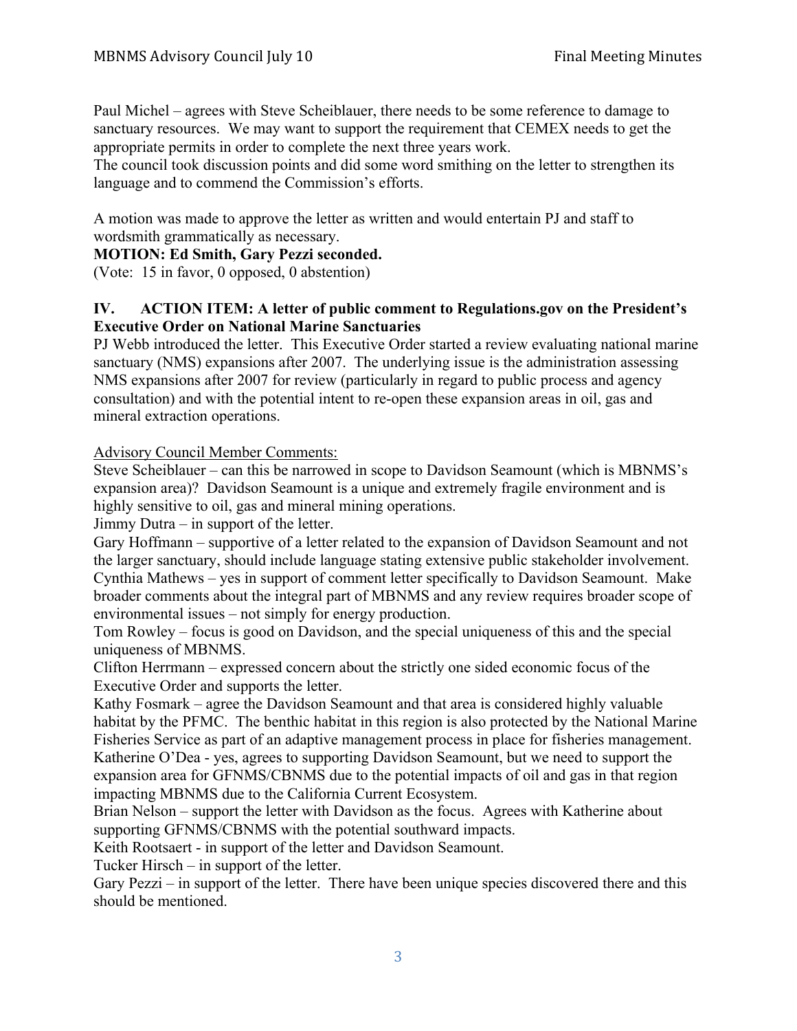Paul Michel – agrees with Steve Scheiblauer, there needs to be some reference to damage to sanctuary resources. We may want to support the requirement that CEMEX needs to get the appropriate permits in order to complete the next three years work.
The council took discussion points and did some word smithing on the letter to strengthen its language and to commend the Commission's efforts.

A motion was made to approve the letter as written and would entertain PJ and staff to wordsmith grammatically as necessary.
**MOTION: Ed Smith, Gary Pezzi seconded.**
(Vote: 15 in favor, 0 opposed, 0 abstention)

## IV. ACTION ITEM: A letter of public comment to Regulations.gov on the President's Executive Order on National Marine Sanctuaries

PJ Webb introduced the letter. This Executive Order started a review evaluating national marine sanctuary (NMS) expansions after 2007. The underlying issue is the administration assessing NMS expansions after 2007 for review (particularly in regard to public process and agency consultation) and with the potential intent to re-open these expansion areas in oil, gas and mineral extraction operations.

<u>Advisory Council Member Comments:</u>
Steve Scheiblauer – can this be narrowed in scope to Davidson Seamount (which is MBNMS's expansion area)? Davidson Seamount is a unique and extremely fragile environment and is highly sensitive to oil, gas and mineral mining operations.
Jimmy Dutra – in support of the letter.
Gary Hoffmann – supportive of a letter related to the expansion of Davidson Seamount and not the larger sanctuary, should include language stating extensive public stakeholder involvement.
Cynthia Mathews – yes in support of comment letter specifically to Davidson Seamount. Make broader comments about the integral part of MBNMS and any review requires broader scope of environmental issues – not simply for energy production.
Tom Rowley – focus is good on Davidson, and the special uniqueness of this and the special uniqueness of MBNMS.
Clifton Herrmann – expressed concern about the strictly one sided economic focus of the Executive Order and supports the letter.
Kathy Fosmark – agree the Davidson Seamount and that area is considered highly valuable habitat by the PFMC. The benthic habitat in this region is also protected by the National Marine Fisheries Service as part of an adaptive management process in place for fisheries management.
Katherine O'Dea - yes, agrees to supporting Davidson Seamount, but we need to support the expansion area for GFNMS/CBNMS due to the potential impacts of oil and gas in that region impacting MBNMS due to the California Current Ecosystem.
Brian Nelson – support the letter with Davidson as the focus. Agrees with Katherine about supporting GFNMS/CBNMS with the potential southward impacts.
Keith Rootsaert - in support of the letter and Davidson Seamount.
Tucker Hirsch – in support of the letter.
Gary Pezzi – in support of the letter. There have been unique species discovered there and this should be mentioned.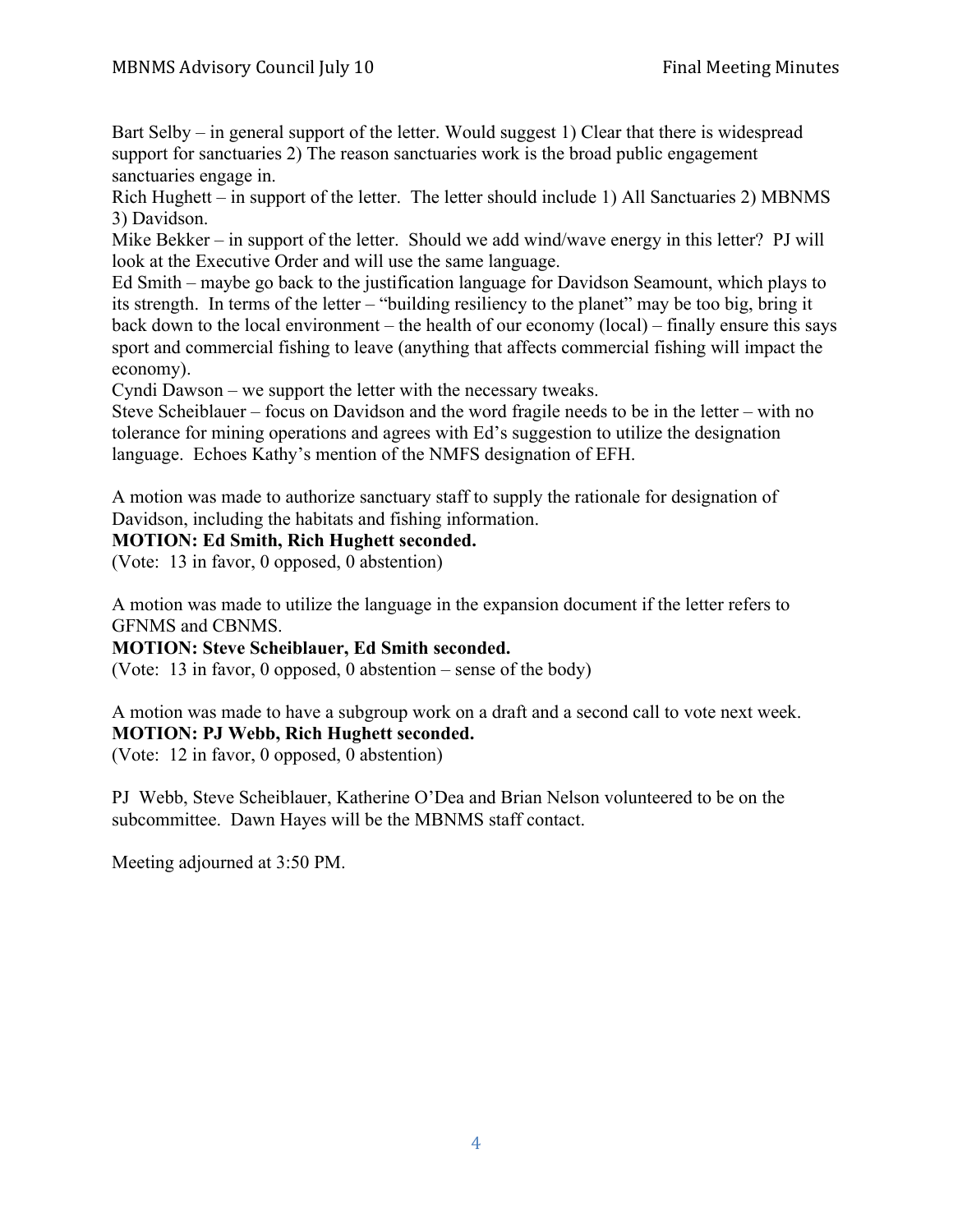Bart Selby – in general support of the letter. Would suggest 1) Clear that there is widespread support for sanctuaries 2) The reason sanctuaries work is the broad public engagement sanctuaries engage in.

Rich Hughett – in support of the letter. The letter should include 1) All Sanctuaries 2) MBNMS 3) Davidson.

Mike Bekker – in support of the letter. Should we add wind/wave energy in this letter? PJ will look at the Executive Order and will use the same language.

Ed Smith – maybe go back to the justification language for Davidson Seamount, which plays to its strength. In terms of the letter – "building resiliency to the planet" may be too big, bring it back down to the local environment – the health of our economy (local) – finally ensure this says sport and commercial fishing to leave (anything that affects commercial fishing will impact the economy).

Cyndi Dawson – we support the letter with the necessary tweaks.

Steve Scheiblauer – focus on Davidson and the word fragile needs to be in the letter – with no tolerance for mining operations and agrees with Ed's suggestion to utilize the designation language. Echoes Kathy's mention of the NMFS designation of EFH.

A motion was made to authorize sanctuary staff to supply the rationale for designation of Davidson, including the habitats and fishing information.

**MOTION: Ed Smith, Rich Hughett seconded.**

(Vote: 13 in favor, 0 opposed, 0 abstention)

A motion was made to utilize the language in the expansion document if the letter refers to GFNMS and CBNMS.

**MOTION: Steve Scheiblauer, Ed Smith seconded.**

(Vote: 13 in favor, 0 opposed, 0 abstention – sense of the body)

A motion was made to have a subgroup work on a draft and a second call to vote next week.

**MOTION: PJ Webb, Rich Hughett seconded.**

(Vote: 12 in favor, 0 opposed, 0 abstention)

PJ Webb, Steve Scheiblauer, Katherine O'Dea and Brian Nelson volunteered to be on the subcommittee. Dawn Hayes will be the MBNMS staff contact.

Meeting adjourned at 3:50 PM.